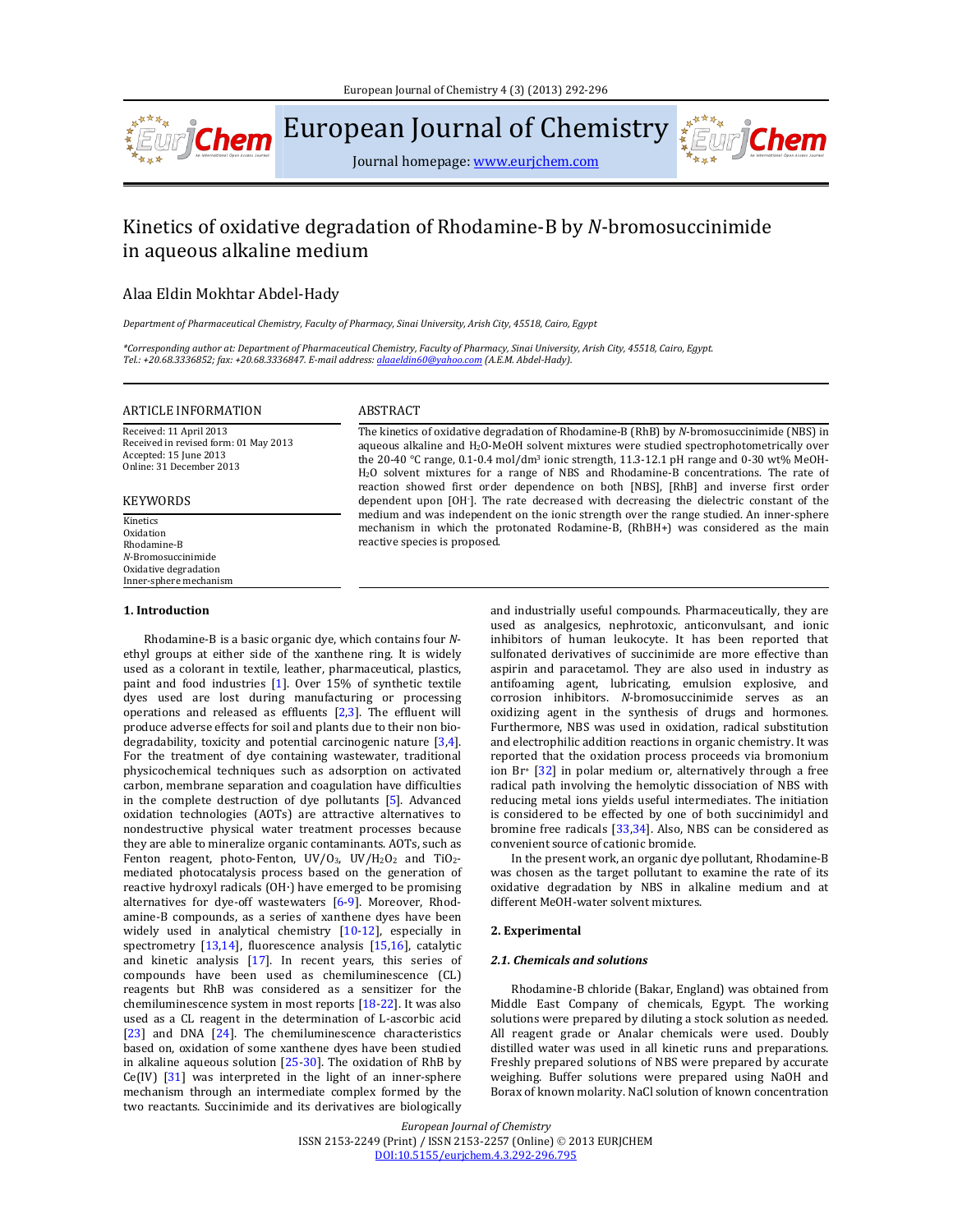# Kinetics of oxidative degradation of Rhodamine-B by *N*-bromosuccinimide in aqueous alkaline medium

Alaa Eldin Mokhtar Abdel-Hady

*Department of Pharmaceutical Chemistry, Faculty of Pharmacy, Sinai University, Arish City, 45518, Cairo, Egypt*

*\*Corresponding author at: Department of Pharmaceutical Chemistry, Faculty of Pharmacy, Sinai University, Arish City, 45518, Cairo, Egypt. Tel.: +20.68.3336852; fax: +20.68.3336847. E-mail address: alaaeldin60@yahoo.com (A.E.M. Abdel-Hady).*

## ARTICLE INFORMATION

Received: 11 April 2013
Received in revised form: 01 May 2013
Accepted: 15 June 2013
Online: 31 December 2013

## KEYWORDS

Kinetics
Oxidation
Rhodamine-B
*N*-Bromosuccinimide
Oxidative degradation
Inner-sphere mechanism

## ABSTRACT

The kinetics of oxidative degradation of Rhodamine-B (RhB) by *N*-bromosuccinimide (NBS) in aqueous alkaline and $H_2O$-MeOH solvent mixtures were studied spectrophotometrically over the 20-40 °C range, 0.1-0.4 mol/dm$^3$ ionic strength, 11.3-12.1 pH range and 0-30 wt% MeOH-$H_2O$ solvent mixtures for a range of NBS and Rhodamine-B concentrations. The rate of reaction showed first order dependence on both [NBS], [RhB] and inverse first order dependent upon [$OH^-$]. The rate decreased with decreasing the dielectric constant of the medium and was independent on the ionic strength over the range studied. An inner-sphere mechanism in which the protonated Rodamine-B, ($RhBH^+$) was considered as the main reactive species is proposed.

## 1. Introduction

Rhodamine-B is a basic organic dye, which contains four *N*-ethyl groups at either side of the xanthene ring. It is widely used as a colorant in textile, leather, pharmaceutical, plastics, paint and food industries [1]. Over 15% of synthetic textile dyes used are lost during manufacturing or processing operations and released as effluents [2,3]. The effluent will produce adverse effects for soil and plants due to their non bio-degradability, toxicity and potential carcinogenic nature [3,4]. For the treatment of dye containing wastewater, traditional physicochemical techniques such as adsorption on activated carbon, membrane separation and coagulation have difficulties in the complete destruction of dye pollutants [5]. Advanced oxidation technologies (AOTs) are attractive alternatives to nondestructive physical water treatment processes because they are able to mineralize organic contaminants. AOTs, such as Fenton reagent, photo-Fenton, UV/$O_3$, UV/$H_2O_2$ and $TiO_2$-mediated photocatalysis process based on the generation of reactive hydroxyl radicals ($OH^\cdot$) have emerged to be promising alternatives for dye-off wastewaters [6-9]. Moreover, Rhodamine-B compounds, as a series of xanthene dyes have been widely used in analytical chemistry [10-12], especially in spectrometry [13,14], fluorescence analysis [15,16], catalytic and kinetic analysis [17]. In recent years, this series of compounds have been used as chemiluminescence (CL) reagents but RhB was considered as a sensitizer for the chemiluminescence system in most reports [18-22]. It was also used as a CL reagent in the determination of L-ascorbic acid [23] and DNA [24]. The chemiluminescence characteristics based on, oxidation of some xanthene dyes have been studied in alkaline aqueous solution [25-30]. The oxidation of RhB by Ce(IV) [31] was interpreted in the light of an inner-sphere mechanism through an intermediate complex formed by the two reactants. Succinimide and its derivatives are biologically and industrially useful compounds. Pharmaceutically, they are used as analgesics, nephrotoxic, anticonvulsant, and ionic inhibitors of human leukocyte. It has been reported that sulfonated derivatives of succinimide are more effective than aspirin and paracetamol. They are also used in industry as antifoaming agent, lubricating, emulsion explosive, and corrosion inhibitors. *N*-bromosuccinimide serves as an oxidizing agent in the synthesis of drugs and hormones. Furthermore, NBS was used in oxidation, radical substitution and electrophilic addition reactions in organic chemistry. It was reported that the oxidation process proceeds via bromonium ion $Br^+$ [32] in polar medium or, alternatively through a free radical path involving the hemolytic dissociation of NBS with reducing metal ions yields useful intermediates. The initiation is considered to be effected by one of both succinimidyl and bromine free radicals [33,34]. Also, NBS can be considered as convenient source of cationic bromide.

In the present work, an organic dye pollutant, Rhodamine-B was chosen as the target pollutant to examine the rate of its oxidative degradation by NBS in alkaline medium and at different MeOH-water solvent mixtures.

## 2. Experimental

### *2.1. Chemicals and solutions*

Rhodamine-B chloride (Bakar, England) was obtained from Middle East Company of chemicals, Egypt. The working solutions were prepared by diluting a stock solution as needed. All reagent grade or Analar chemicals were used. Doubly distilled water was used in all kinetic runs and preparations. Freshly prepared solutions of NBS were prepared by accurate weighing. Buffer solutions were prepared using NaOH and Borax of known molarity. NaCl solution of known concentration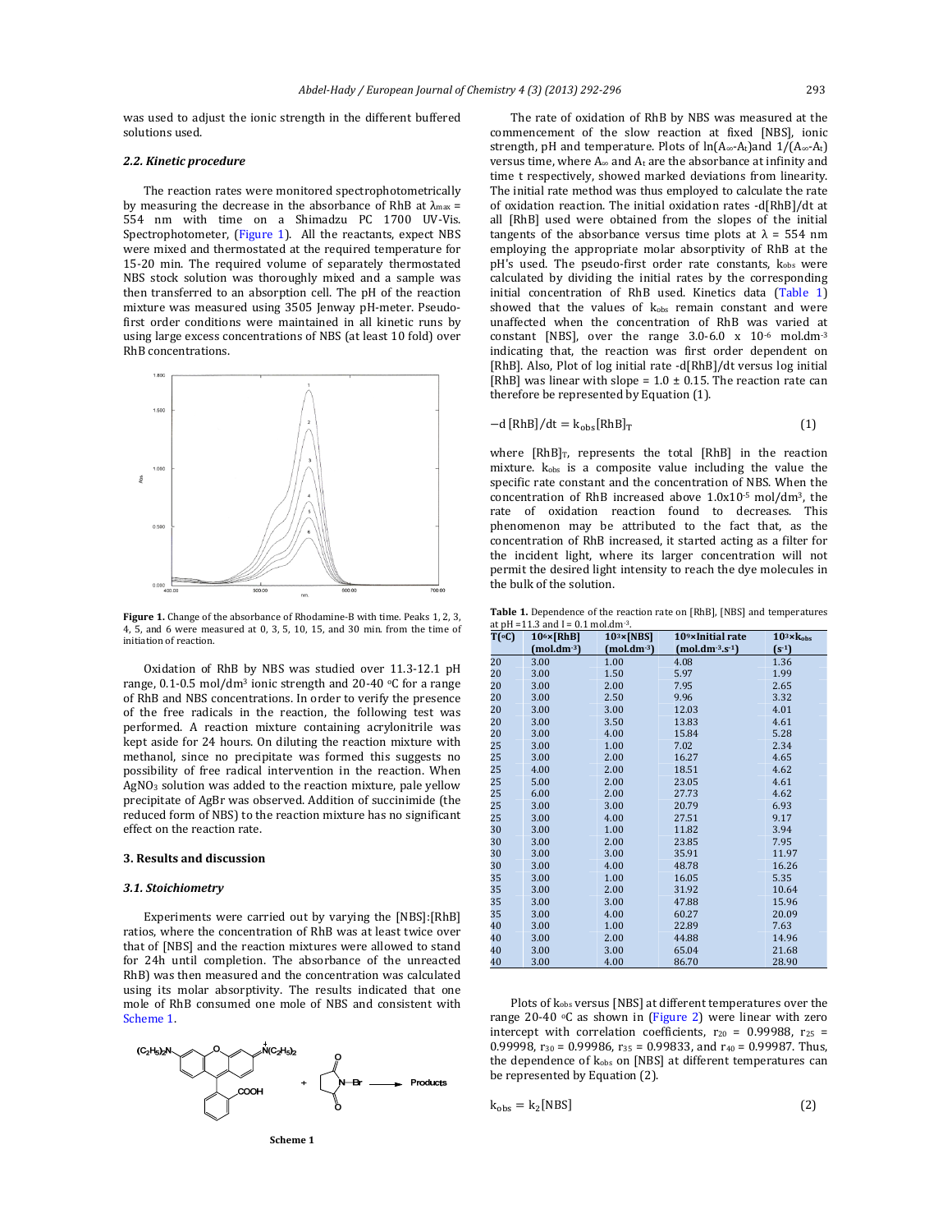was used to adjust the ionic strength in the different buffered solutions used.

### 2.2. Kinetic procedure

The reaction rates were monitored spectrophotometrically by measuring the decrease in the absorbance of RhB at $\lambda_{max}$ = 554 nm with time on a Shimadzu PC 1700 UV-Vis. Spectrophotometer, (Figure 1). All the reactants, expect NBS were mixed and thermostated at the required temperature for 15-20 min. The required volume of separately thermostated NBS stock solution was thoroughly mixed and a sample was then transferred to an absorption cell. The pH of the reaction mixture was measured using 3505 Jenway pH-meter. Pseudo-first order conditions were maintained in all kinetic runs by using large excess concentrations of NBS (at least 10 fold) over RhB concentrations.

**Figure 1.** Change of the absorbance of Rhodamine-B with time. Peaks 1, 2, 3, 4, 5, and 6 were measured at 0, 3, 5, 10, 15, and 30 min. from the time of initiation of reaction.

Oxidation of RhB by NBS was studied over 11.3-12.1 pH range, 0.1-0.5 mol/dm$^3$ ionic strength and 20-40 °C for a range of RhB and NBS concentrations. In order to verify the presence of the free radicals in the reaction, the following test was performed. A reaction mixture containing acrylonitrile was kept aside for 24 hours. On diluting the reaction mixture with methanol, since no precipitate was formed this suggests no possibility of free radical intervention in the reaction. When $AgNO_3$ solution was added to the reaction mixture, pale yellow precipitate of AgBr was observed. Addition of succinimide (the reduced form of NBS) to the reaction mixture has no significant effect on the reaction rate.

## 3. Results and discussion

### 3.1. Stoichiometry

Experiments were carried out by varying the [NBS]:[RhB] ratios, where the concentration of RhB was at least twice over that of [NBS] and the reaction mixtures were allowed to stand for 24h until completion. The absorbance of the unreacted RhB) was then measured and the concentration was calculated using its molar absorptivity. The results indicated that one mole of RhB consumed one mole of NBS and consistent with Scheme 1.

**Scheme 1**

The rate of oxidation of RhB by NBS was measured at the commencement of the slow reaction at fixed [NBS], ionic strength, pH and temperature. Plots of $\ln(A_\infty - A_t)$ and $1/(A_\infty - A_t)$ versus time, where $A_\infty$ and $A_t$ are the absorbance at infinity and time t respectively, showed marked deviations from linearity. The initial rate method was thus employed to calculate the rate of oxidation reaction. The initial oxidation rates -d[RhB]/dt at all [RhB] used were obtained from the slopes of the initial tangents of the absorbance versus time plots at $\lambda$ = 554 nm employing the appropriate molar absorptivity of RhB at the pH's used. The pseudo-first order rate constants, $k_{obs}$ were calculated by dividing the initial rates by the corresponding initial concentration of RhB used. Kinetics data (Table 1) showed that the values of $k_{obs}$ remain constant and were unaffected when the concentration of RhB was varied at constant [NBS], over the range 3.0-6.0 x $10^{-6}$ mol.dm$^{-3}$ indicating that, the reaction was first order dependent on [RhB]. Also, Plot of log initial rate -d[RhB]/dt versus log initial [RhB] was linear with slope = 1.0 ± 0.15. The reaction rate can therefore be represented by Equation (1).

$$-d\,[RhB]/dt = k_{obs}[RhB]_T \tag{1}$$

where $[RhB]_T$, represents the total [RhB] in the reaction mixture. $k_{obs}$ is a composite value including the value the specific rate constant and the concentration of NBS. When the concentration of RhB increased above 1.0x10$^{-5}$ mol/dm$^3$, the rate of oxidation reaction found to decreases. This phenomenon may be attributed to the fact that, as the concentration of RhB increased, it started acting as a filter for the incident light, where its larger concentration will not permit the desired light intensity to reach the dye molecules in the bulk of the solution.

**Table 1.** Dependence of the reaction rate on [RhB], [NBS] and temperatures at pH = 11.3 and I = 0.1 mol.dm$^{-3}$.

| T(°C) | $10^6$×[RhB] (mol.dm$^{-3}$) | $10^3$×[NBS] (mol.dm$^{-3}$) | $10^9$×Initial rate (mol.dm$^{-3}$.s$^{-1}$) | $10^3$×$k_{obs}$ (s$^{-1}$) |
|---|---|---|---|---|
| 20 | 3.00 | 1.00 | 4.08 | 1.36 |
| 20 | 3.00 | 1.50 | 5.97 | 1.99 |
| 20 | 3.00 | 2.00 | 7.95 | 2.65 |
| 20 | 3.00 | 2.50 | 9.96 | 3.32 |
| 20 | 3.00 | 3.00 | 12.03 | 4.01 |
| 20 | 3.00 | 3.50 | 13.83 | 4.61 |
| 20 | 3.00 | 4.00 | 15.84 | 5.28 |
| 25 | 3.00 | 1.00 | 7.02 | 2.34 |
| 25 | 3.00 | 2.00 | 16.27 | 4.65 |
| 25 | 4.00 | 2.00 | 18.51 | 4.62 |
| 25 | 5.00 | 2.00 | 23.05 | 4.61 |
| 25 | 6.00 | 2.00 | 27.73 | 4.62 |
| 25 | 3.00 | 3.00 | 20.79 | 6.93 |
| 25 | 3.00 | 4.00 | 27.51 | 9.17 |
| 30 | 3.00 | 1.00 | 11.82 | 3.94 |
| 30 | 3.00 | 2.00 | 23.85 | 7.95 |
| 30 | 3.00 | 3.00 | 35.91 | 11.97 |
| 30 | 3.00 | 4.00 | 48.78 | 16.26 |
| 35 | 3.00 | 1.00 | 16.05 | 5.35 |
| 35 | 3.00 | 2.00 | 31.92 | 10.64 |
| 35 | 3.00 | 3.00 | 47.88 | 15.96 |
| 35 | 3.00 | 4.00 | 60.27 | 20.09 |
| 40 | 3.00 | 1.00 | 22.89 | 7.63 |
| 40 | 3.00 | 2.00 | 44.88 | 14.96 |
| 40 | 3.00 | 3.00 | 65.04 | 21.68 |
| 40 | 3.00 | 4.00 | 86.70 | 28.90 |

Plots of $k_{obs}$ versus [NBS] at different temperatures over the range 20-40 °C as shown in (Figure 2) were linear with zero intercept with correlation coefficients, $r_{20}$ = 0.99988, $r_{25}$ = 0.99998, $r_{30}$ = 0.99986, $r_{35}$ = 0.99833, and $r_{40}$ = 0.99987. Thus, the dependence of $k_{obs}$ on [NBS] at different temperatures can be represented by Equation (2).

$$k_{obs} = k_2[NBS] \tag{2}$$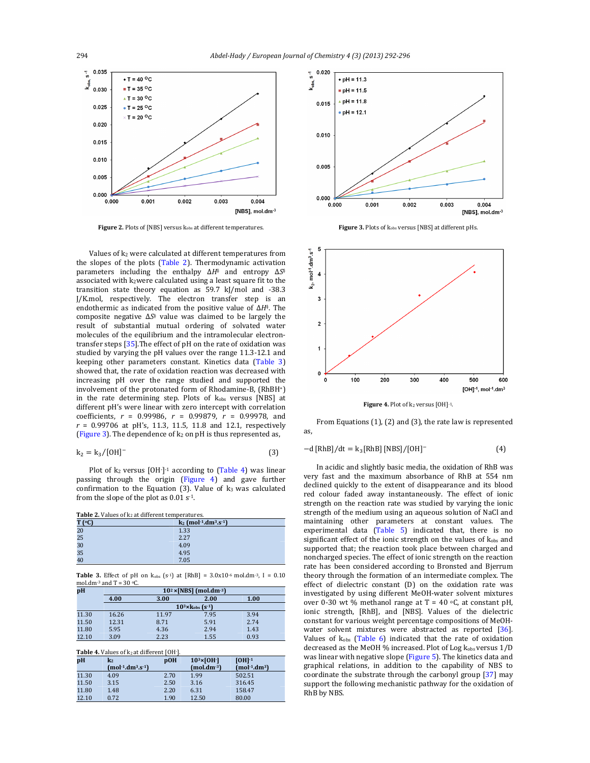Figure 2. Plots of [NBS] versus $k_{obs}$ at different temperatures.

Figure 3. Plots of $k_{obs}$ versus [NBS] at different pHs.

Values of $k_2$ were calculated at different temperatures from the slopes of the plots (Table 2). Thermodynamic activation parameters including the enthalpy $\Delta H^{\ddagger}$ and entropy $\Delta S^{\ddagger}$ associated with $k_2$ were calculated using a least square fit to the transition state theory equation as 59.7 kJ/mol and -38.3 J/K.mol, respectively. The electron transfer step is an endothermic as indicated from the positive value of $\Delta H^{\ddagger}$. The composite negative $\Delta S^{\ddagger}$ value was claimed to be largely the result of substantial mutual ordering of solvated water molecules of the equilibrium and the intramolecular electron-transfer steps [35]. The effect of pH on the rate of oxidation was studied by varying the pH values over the range 11.3-12.1 and keeping other parameters constant. Kinetics data (Table 3) showed that, the rate of oxidation reaction was decreased with increasing pH over the range studied and supported the involvement of the protonated form of Rhodamine-B, ($RhBH^+$) in the rate determining step. Plots of $k_{obs}$ versus [NBS] at different pH's were linear with zero intercept with correlation coefficients, $r$ = 0.99986, $r$ = 0.99879, $r$ = 0.99978, and $r$ = 0.99706 at pH's, 11.3, 11.5, 11.8 and 12.1, respectively (Figure 3). The dependence of $k_2$ on pH is thus represented as,

$$k_2 = k_3/[OH]^- \tag{3}$$

Plot of $k_2$ versus $[OH^-]^{-1}$ according to (Table 4) was linear passing through the origin (Figure 4) and gave further confirmation to the Equation (3). Value of $k_3$ was calculated from the slope of the plot as 0.01 $s^{-1}$.

Table 2. Values of $k_2$ at different temperatures.

| T (°C) | $k_2$ ($mol^{-1}.dm^3.s^{-1}$) |
|---|---|
| 20 | 1.33 |
| 25 | 2.27 |
| 30 | 4.09 |
| 35 | 4.95 |
| 40 | 7.05 |

Table 3. Effect of pH on $k_{obs}$ ($s^{-1}$) at [RhB] = 3.0x10$^{-6}$ mol.dm$^{-3}$, I = 0.10 mol.dm$^{-3}$ and T = 30 °C.

| pH | $10^2\times$[NBS] ($mol.dm^{-3}$) | | | |
|---|---|---|---|---|
| | 4.00 | 3.00 | 2.00 | 1.00 |
| | $10^3\times k_{obs}$ ($s^{-1}$) | | | |
| 11.30 | 16.26 | 11.97 | 7.95 | 3.94 |
| 11.50 | 12.31 | 8.71 | 5.91 | 2.74 |
| 11.80 | 5.95 | 4.36 | 2.94 | 1.43 |
| 12.10 | 3.09 | 2.23 | 1.55 | 0.93 |

Table 4. Values of $k_2$ at different $[OH^-]$.

| pH | $k_2$ ($mol^{-1}.dm^3.s^{-1}$) | pOH | $10^3\times[OH^-]$ ($mol.dm^{-3}$) | $[OH]^{-1}$ ($mol^{-1}.dm^3$) |
|---|---|---|---|---|
| 11.30 | 4.09 | 2.70 | 1.99 | 502.51 |
| 11.50 | 3.15 | 2.50 | 3.16 | 316.45 |
| 11.80 | 1.48 | 2.20 | 6.31 | 158.47 |
| 12.10 | 0.72 | 1.90 | 12.50 | 80.00 |

Figure 4. Plot of $k_2$ versus $[OH]^{-1}$.

From Equations (1), (2) and (3), the rate law is represented as,

$$-d[RhB]/dt = k_3[RhB][NBS]/[OH]^- \tag{4}$$

In acidic and slightly basic media, the oxidation of RhB was very fast and the maximum absorbance of RhB at 554 nm declined quickly to the extent of disappearance and its blood red colour faded away instantaneously. The effect of ionic strength on the reaction rate was studied by varying the ionic strength of the medium using an aqueous solution of NaCl and maintaining other parameters at constant values. The experimental data (Table 5) indicated that, there is no significant effect of the ionic strength on the values of $k_{obs}$ and supported that; the reaction took place between charged and noncharged species. The effect of ionic strength on the reaction rate has been considered according to Bronsted and Bjerrum theory through the formation of an intermediate complex. The effect of dielectric constant (D) on the oxidation rate was investigated by using different MeOH-water solvent mixtures over 0-30 wt % methanol range at T = 40 °C, at constant pH, ionic strength, [RhB], and [NBS]. Values of the dielectric constant for various weight percentage compositions of MeOH-water solvent mixtures were abstracted as reported [36]. Values of $k_{obs}$ (Table 6) indicated that the rate of oxidation decreased as the MeOH % increased. Plot of Log $k_{obs}$ versus 1/D was linear with negative slope (Figure 5). The kinetics data and graphical relations, in addition to the capability of NBS to coordinate the substrate through the carbonyl group [37] may support the following mechanistic pathway for the oxidation of RhB by NBS.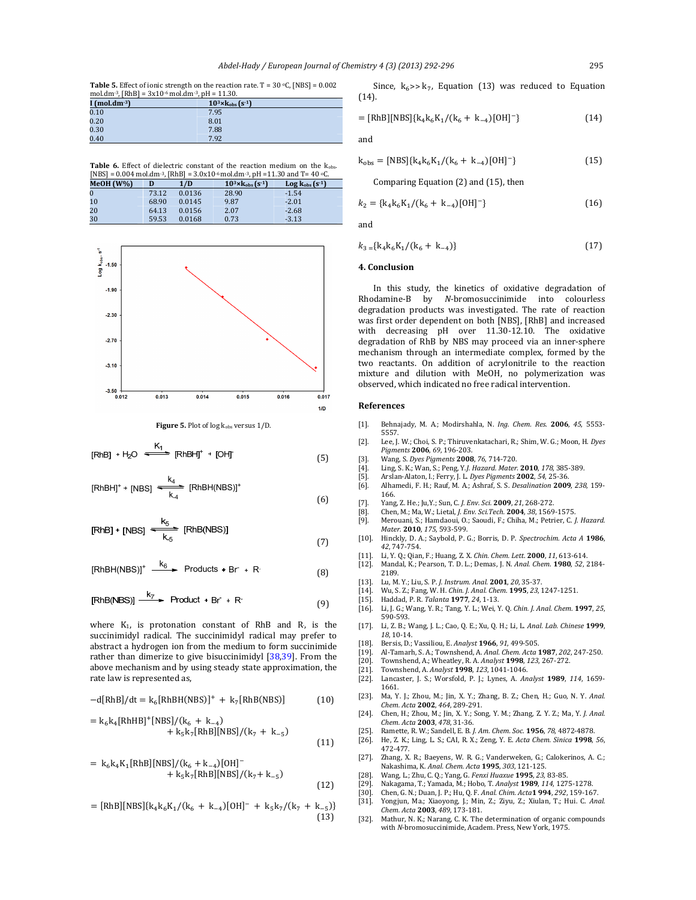**Table 5.** Effect of ionic strength on the reaction rate. T = 30 °C, [NBS] = 0.002 mol.dm$^{-3}$, [RhB] = 3x10$^{-6}$ mol.dm$^{-3}$, pH = 11.30.

| I (mol.dm$^{-3}$) | $10^3 \times k_{obs}$ (s$^{-1}$) |
|---|---|
| 0.10 | 7.95 |
| 0.20 | 8.01 |
| 0.30 | 7.88 |
| 0.40 | 7.92 |

**Table 6.** Effect of dielectric constant of the reaction medium on the $k_{obs}$. [NBS] = 0.004 mol.dm$^{-3}$, [RhB] = 3.0x10$^{-6}$ mol.dm$^{-3}$, pH = 11.30 and T= 40 °C.

| MeOH (W%) | D | 1/D | $10^3 \times k_{obs}$ (s$^{-1}$) | Log $k_{obs}$ (s$^{-1}$) |
|---|---|---|---|---|
| 0 | 73.12 | 0.0136 | 28.90 | -1.54 |
| 10 | 68.90 | 0.0145 | 9.87 | -2.01 |
| 20 | 64.13 | 0.0156 | 2.07 | -2.68 |
| 30 | 59.53 | 0.0168 | 0.73 | -3.13 |

**Figure 5.** Plot of log $k_{obs}$ versus 1/D.

$$[RhB] + H_2O \underset{}{\overset{K_1}{\rightleftharpoons}} [RhBH]^+ + [OH]^- \tag{5}$$

$$[RhBH]^+ + [NBS] \underset{k_{-4}}{\overset{k_4}{\rightleftharpoons}} [RhBH(NBS)]^+ \tag{6}$$

$$[RhB] + [NBS] \underset{k_{-5}}{\overset{k_5}{\rightleftharpoons}} [RhB(NBS)] \tag{7}$$

$$[RhBH(NBS)]^+ \xrightarrow{k_6} \text{Products} + Br^- + R^\cdot \tag{8}$$

$$[RhB(NBS)] \xrightarrow{k_7} \text{Product} + Br^- + R^\cdot \tag{9}$$

where $K_1$, is protonation constant of RhB and $R_\cdot$ is the succinimidyl radical. The succinimidyl radical may prefer to abstract a hydrogen ion from the medium to form succinimide rather than dimerize to give bisuccinimidyl [38,39]. From the above mechanism and by using steady state approximation, the rate law is represented as,

$$-d[RhB]/dt = k_6[RhBH(NBS)]^+ + k_7[RhB(NBS)] \tag{10}$$

$$= k_6k_4[RhHB]^+[NBS]/(k_6 + k_{-4}) + k_5k_7[RhB][NBS]/(k_7 + k_{-5}) \tag{11}$$

$$= k_6k_4K_1[RhB][NBS]/(k_6 + k_{-4})[OH]^- + k_5k_7[RhB][NBS]/(k_7 + k_{-5}) \tag{12}$$

$$= [RhB][NBS]\{k_4k_6K_1/(k_6 + k_{-4})[OH]^- + k_5k_7/(k_7 + k_{-5})\} \tag{13}$$

Since, $k_6 >> k_7$, Equation (13) was reduced to Equation (14).

$$= [RhB][NBS]\{k_4k_6K_1/(k_6 + k_{-4})[OH]^-\} \tag{14}$$

and

$$k_{obs} = [NBS]\{k_4k_6K_1/(k_6 + k_{-4})[OH]^-\} \tag{15}$$

Comparing Equation (2) and (15), then

$$k_2 = \{k_4k_6K_1/(k_6 + k_{-4})[OH]^-\} \tag{16}$$

and

$$k_3 = \{k_4k_6K_1/(k_6 + k_{-4})\} \tag{17}$$

## 4. Conclusion

In this study, the kinetics of oxidative degradation of Rhodamine-B by *N*-bromosuccinimide into colourless degradation products was investigated. The rate of reaction was first order dependent on both [NBS], [RhB] and increased with decreasing pH over 11.30-12.10. The oxidative degradation of RhB by NBS may proceed via an inner-sphere mechanism through an intermediate complex, formed by the two reactants. On addition of acrylonitrile to the reaction mixture and dilution with MeOH, no polymerization was observed, which indicated no free radical intervention.

## References

[1]. Behnajady, M. A.; Modirshahla, N. *Ing. Chem. Res.* **2006**, *45*, 5553-5557.
[2]. Lee, J. W.; Choi, S. P.; Thiruvenkatachari, R.; Shim, W. G.; Moon, H. *Dyes Pigments* **2006**, *69*, 196-203.
[3]. Wang, S. *Dyes Pigments* **2008**, *76*, 714-720.
[4]. Ling, S. K.; Wan, S.; Peng, Y.*J. Hazard. Mater.* **2010**, *178*, 385-389.
[5]. Arslan-Alaton, I.; Ferry, J. L. *Dyes Pigments* **2002**, *54*, 25-36.
[6]. Alhamedi, F. H.; Rauf, M. A.; Ashraf, S. S. *Desalination* **2009**, *238*, 159-166.
[7]. Yang, Z. He.; Ju,Y.; Sun, C. *J. Env. Sci.* **2009**, *21*, 268-272.
[8]. Chen, M.; Ma, W.; Lietal, *J. Env. Sci.Tech.* **2004**, *38*, 1569-1575.
[9]. Merouani, S.; Hamdaoui, O.; Saoudi, F.; Chiha, M.; Petrier, C. *J. Hazard. Mater.* **2010**, *175*, 593-599.
[10]. Hinckly, D. A.; Saybold, P. G.; Borris, D. P. *Spectrochim. Acta A* **1986**, *42*, 747-754.
[11]. Li, Y. Q.; Qian, F.; Huang, Z. X. *Chin. Chem. Lett.* **2000**, *11*, 613-614.
[12]. Mandal, K.; Pearson, T. D. L.; Demas, J. N. *Anal. Chem.* **1980**, *52*, 2184-2189.
[13]. Lu, M. Y.; Liu, S. P. *J. Instrum. Anal.* **2001**, *20*, 35-37.
[14]. Wu, S. Z.; Fang, W. H. *Chin. J. Anal. Chem.* **1995**, *23*, 1247-1251.
[15]. Haddad, P. R. *Talanta* **1977**, *24*, 1-13.
[16]. Li, J. G.; Wang, Y. R.; Tang, Y. L.; Wei, Y. Q. *Chin. J. Anal. Chem.* **1997**, *25*, 590-593.
[17]. Li, Z. B.; Wang, J. L.; Cao, Q. E.; Xu, Q. H.; Li, L. *Anal. Lab. Chinese* **1999**, *18*, 10-14.
[18]. Bersis, D.; Vassiliou, E. *Analyst* **1966**, *91*, 499-505.
[19]. Al-Tamarh, S. A.; Townshend, A. *Anal. Chem. Acta* **1987**, *202*, 247-250.
[20]. Townshend, A.; Wheatley, R. A. *Analyst* **1998**, *123*, 267-272.
[21]. Townshend, A. *Analyst* **1998**, *123*, 1041-1046.
[22]. Lancaster, J. S.; Worsfold, P. J.; Lynes, A. *Analyst* **1989**, *114*, 1659-1661.
[23]. Ma, Y. J.; Zhou, M.; Jin, X. Y.; Zhang, B. Z.; Chen, H.; Guo, N. Y. *Anal. Chem. Acta* **2002**, *464*, 289-291.
[24]. Chen, H.; Zhou, M.; Jin, X. Y.; Song, Y. M.; Zhang, Z. Y. Z.; Ma, Y. *J. Anal. Chem. Acta* **2003**, *478*, 31-36.
[25]. Ramette, R. W.; Sandell, E. B. *J. Am. Chem. Soc.* **1956**, *78*, 4872-4878.
[26]. He, Z. K.; Ling, L. S.; CAI, R. X.; Zeng, Y. E. *Acta Chem. Sinica* **1998**, *56*, 472-477.
[27]. Zhang, X. R.; Baeyens, W. R. G.; Vanderweken, G.; Calokerinos, A. C.; Nakashima, K. *Anal. Chem. Acta* **1995**, *303*, 121-125.
[28]. Wang, L.; Zhu, C. Q.; Yang, G. *Fenxi Huaxue* **1995**, *23*, 83-85.
[29]. Nakagama, T.; Yamada, M.; Hobo, T. *Analyst* **1989**, *114*, 1275-1278.
[30]. Chen, G. N.; Duan, J. P.; Hu, Q. F. *Anal. Chim. Acta***1 994**, *292*, 159-167.
[31]. Yongjun, Ma.; Xiaoyong, J.; Min, Z.; Ziyu, Z.; Xiulan, T.; Hui. C. *Anal. Chem. Acta* **2003**, *489*, 173-181.
[32]. Mathur, N. K.; Narang, C. K. The determination of organic compounds with *N*-bromosuccinimide, Academ. Press, New York, 1975.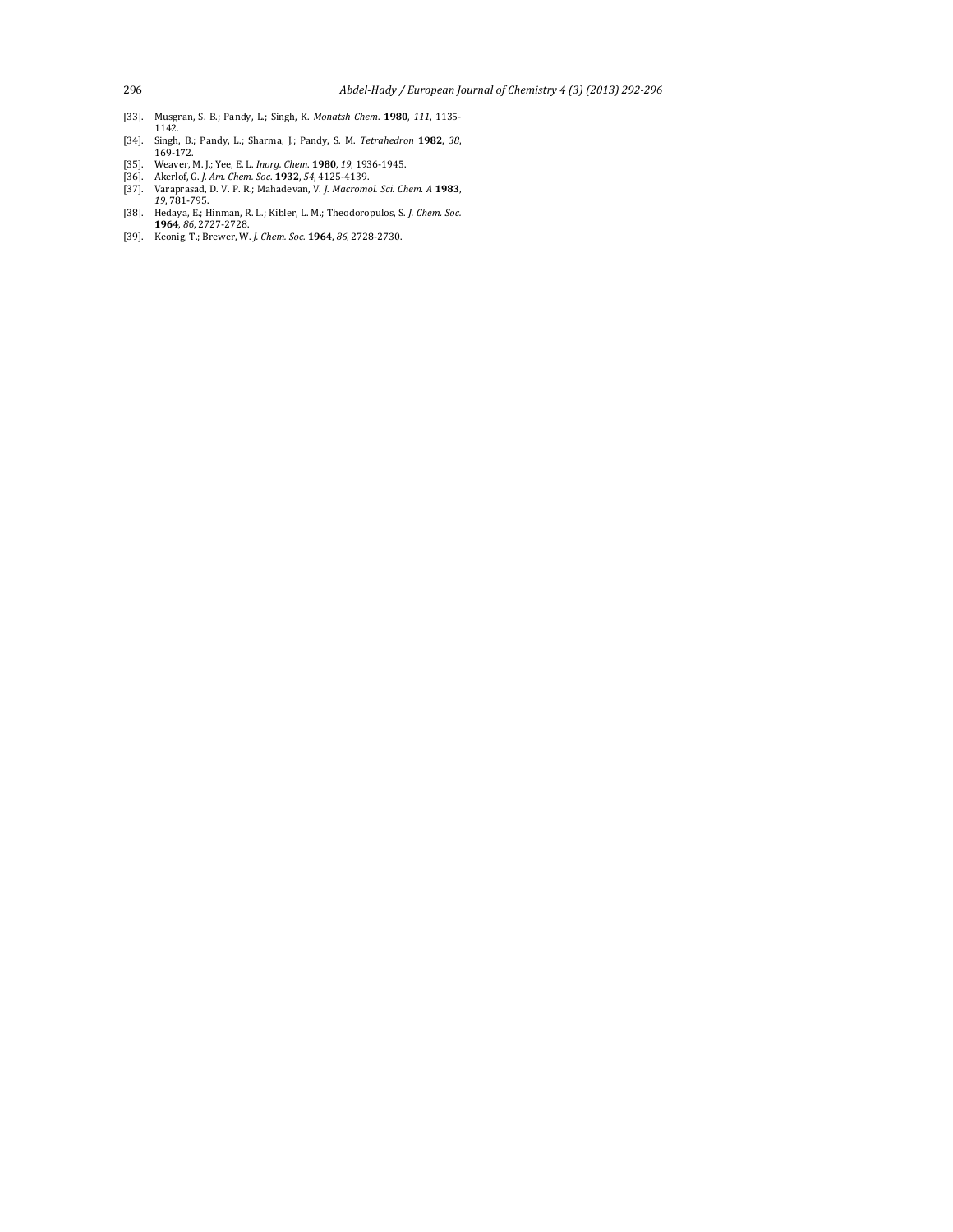[33]. Musgran, S. B.; Pandy, L.; Singh, K. *Monatsh Chem*. **1980**, *111*, 1135-1142.

[34]. Singh, B.; Pandy, L.; Sharma, J.; Pandy, S. M. *Tetrahedron* **1982**, *38*, 169-172.

[35]. Weaver, M. J.; Yee, E. L. *Inorg. Chem*. **1980**, *19*, 1936-1945.

[36]. Akerlof, G. *J. Am. Chem. Soc*. **1932**, *54*, 4125-4139.

[37]. Varaprasad, D. V. P. R.; Mahadevan, V. *J. Macromol. Sci. Chem. A* **1983**, *19*, 781-795.

[38]. Hedaya, E.; Hinman, R. L.; Kibler, L. M.; Theodoropulos, S. *J. Chem. Soc.* **1964**, *86*, 2727-2728.

[39]. Keonig, T.; Brewer, W. *J. Chem. Soc*. **1964**, *86*, 2728-2730.